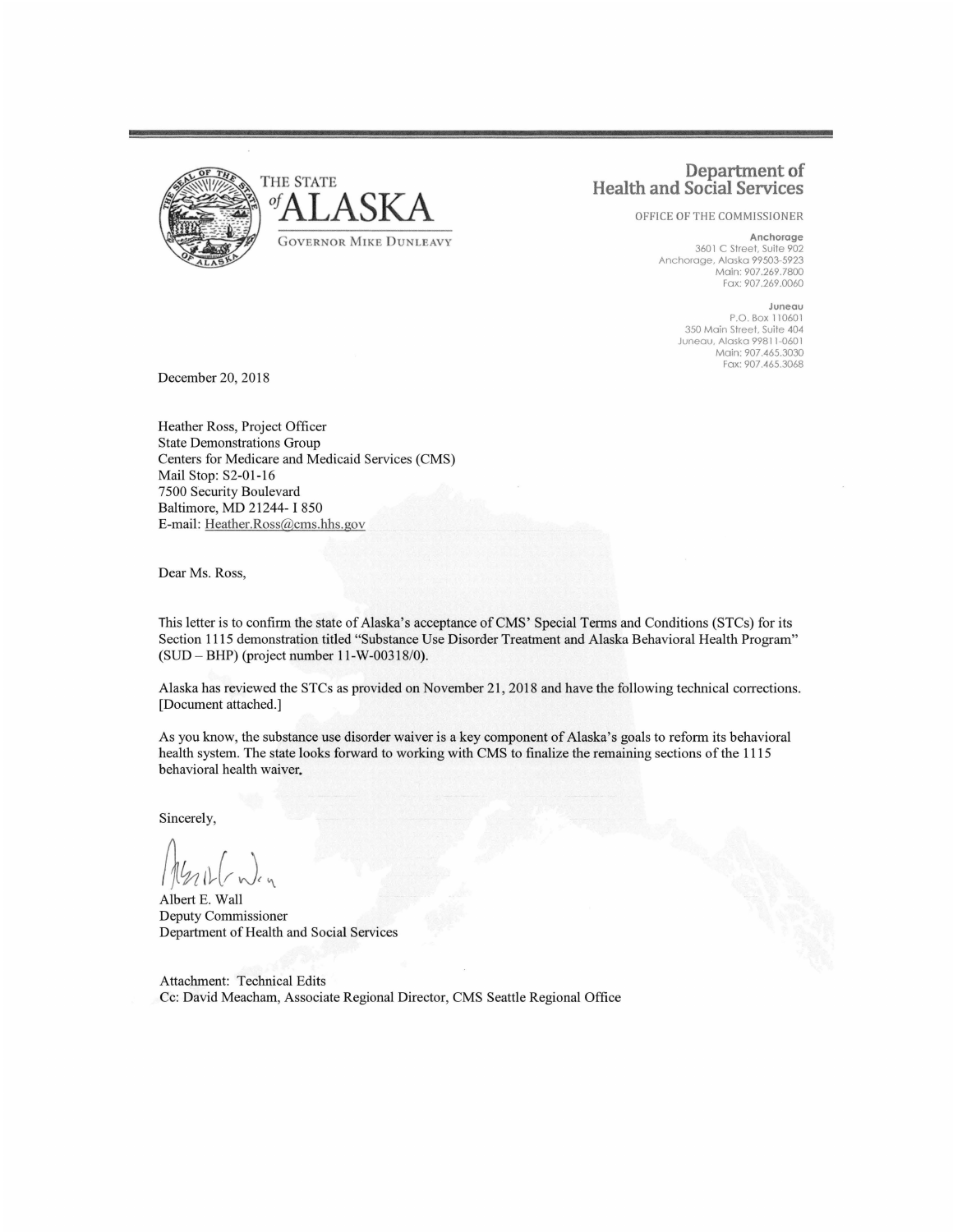THE STATE of ALASKA

GOVERNOR MIKE DUNLEAVY

**Department of Health and Social Services**

OFFICE OF THE COMMISSIONER

**Anchorage**
3601 C Street, Suite 902
Anchorage, Alaska 99503-5923
Main: 907.269.7800
Fax: 907.269.0060

**Juneau**
P.O. Box 110601
350 Main Street, Suite 404
Juneau, Alaska 99811-0601
Main: 907.465.3030
Fax: 907.465.3068

December 20, 2018

Heather Ross, Project Officer
State Demonstrations Group
Centers for Medicare and Medicaid Services (CMS)
Mail Stop: S2-01-16
7500 Security Boulevard
Baltimore, MD 21244- I 850
E-mail: Heather.Ross@cms.hhs.gov

Dear Ms. Ross,

This letter is to confirm the state of Alaska's acceptance of CMS' Special Terms and Conditions (STCs) for its Section 1115 demonstration titled "Substance Use Disorder Treatment and Alaska Behavioral Health Program" (SUD – BHP) (project number 11-W-00318/0).

Alaska has reviewed the STCs as provided on November 21, 2018 and have the following technical corrections. [Document attached.]

As you know, the substance use disorder waiver is a key component of Alaska's goals to reform its behavioral health system. The state looks forward to working with CMS to finalize the remaining sections of the 1115 behavioral health waiver.

Sincerely,

Albert E. Wall
Deputy Commissioner
Department of Health and Social Services

Attachment: Technical Edits
Cc: David Meacham, Associate Regional Director, CMS Seattle Regional Office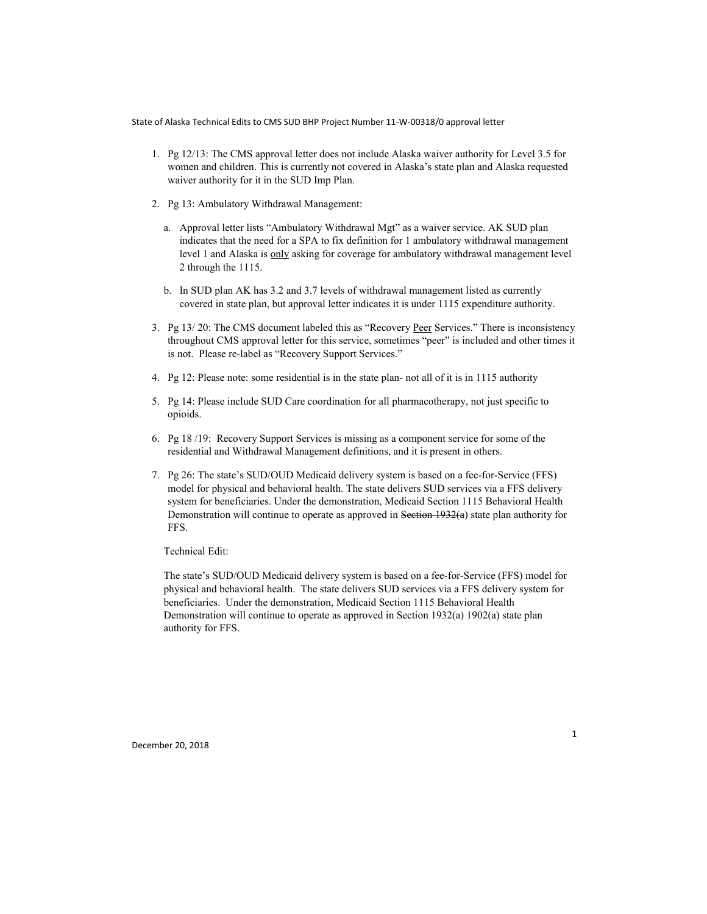State of Alaska Technical Edits to CMS SUD BHP Project Number 11-W-00318/0 approval letter

1. Pg 12/13: The CMS approval letter does not include Alaska waiver authority for Level 3.5 for women and children. This is currently not covered in Alaska's state plan and Alaska requested waiver authority for it in the SUD Imp Plan.

2. Pg 13: Ambulatory Withdrawal Management:

   a. Approval letter lists "Ambulatory Withdrawal Mgt" as a waiver service. AK SUD plan indicates that the need for a SPA to fix definition for 1 ambulatory withdrawal management level 1 and Alaska is <u>only</u> asking for coverage for ambulatory withdrawal management level 2 through the 1115.

   b. In SUD plan AK has 3.2 and 3.7 levels of withdrawal management listed as currently covered in state plan, but approval letter indicates it is under 1115 expenditure authority.

3. Pg 13/ 20: The CMS document labeled this as "Recovery <u>Peer</u> Services." There is inconsistency throughout CMS approval letter for this service, sometimes "peer" is included and other times it is not. Please re-label as "Recovery Support Services."

4. Pg 12: Please note: some residential is in the state plan- not all of it is in 1115 authority

5. Pg 14: Please include SUD Care coordination for all pharmacotherapy, not just specific to opioids.

6. Pg 18 /19: Recovery Support Services is missing as a component service for some of the residential and Withdrawal Management definitions, and it is present in others.

7. Pg 26: The state's SUD/OUD Medicaid delivery system is based on a fee-for-Service (FFS) model for physical and behavioral health. The state delivers SUD services via a FFS delivery system for beneficiaries. Under the demonstration, Medicaid Section 1115 Behavioral Health Demonstration will continue to operate as approved in ~~Section 1932(a~~) state plan authority for FFS.

   Technical Edit:

   The state's SUD/OUD Medicaid delivery system is based on a fee-for-Service (FFS) model for physical and behavioral health. The state delivers SUD services via a FFS delivery system for beneficiaries. Under the demonstration, Medicaid Section 1115 Behavioral Health Demonstration will continue to operate as approved in Section 1932(a) 1902(a) state plan authority for FFS.

December 20, 2018